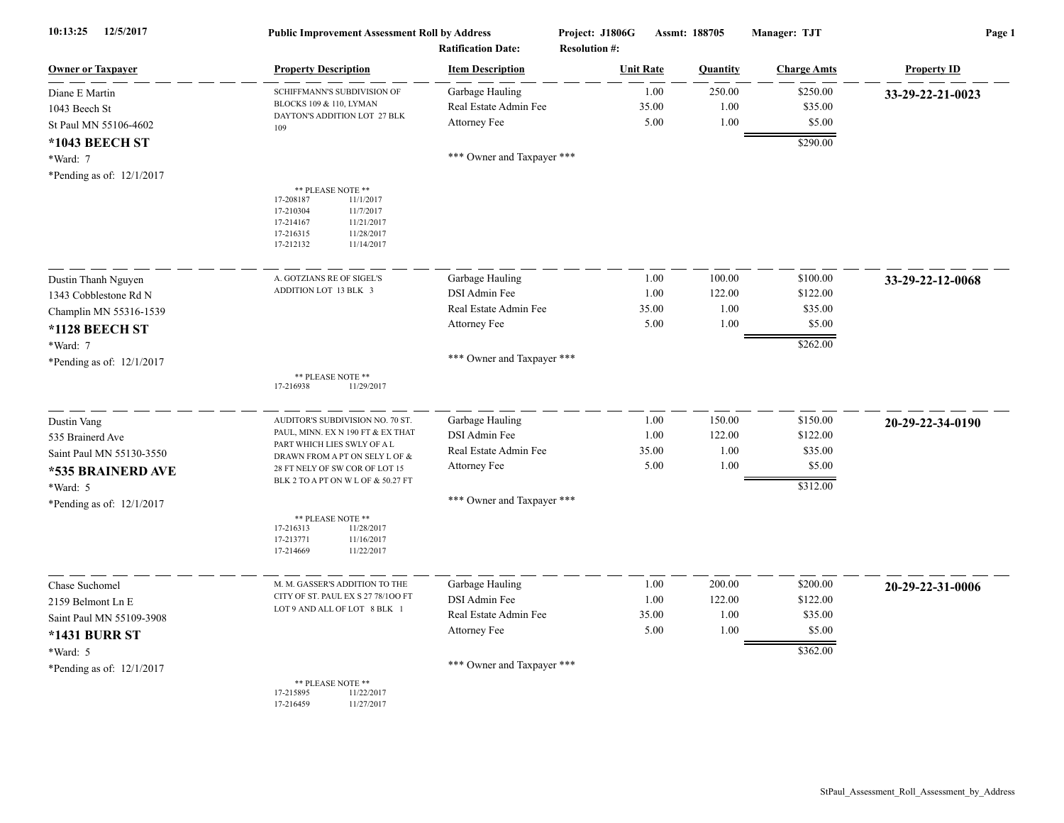**10:13:25 12/5/2017** **Public Improvement Assessment Roll by Address** **Project: J1806G** **Assmt: 188705** **Manager: TJT**

**Ratification Date:** **Resolution #:**

| Owner or Taxpayer | Property Description | Item Description | Unit Rate | Quantity | Charge Amts | Property ID |
|---|---|---|---|---|---|---|
| Diane E Martin<br>1043 Beech St<br>St Paul MN 55106-4602<br>**\*1043 BEECH ST**<br>\*Ward: 7<br>\*Pending as of: 12/1/2017 | SCHIFFMANN'S SUBDIVISION OF BLOCKS 109 & 110, LYMAN DAYTON'S ADDITION LOT 27 BLK 109<br><br>** PLEASE NOTE **<br>17-208187 11/1/2017<br>17-210304 11/7/2017<br>17-214167 11/21/2017<br>17-216315 11/28/2017<br>17-212132 11/14/2017 | Garbage Hauling<br>Real Estate Admin Fee<br>Attorney Fee<br><br>*** Owner and Taxpayer *** | 1.00<br>35.00<br>5.00 | 250.00<br>1.00<br>1.00 | $250.00<br>$35.00<br>$5.00<br>$290.00 | **33-29-22-21-0023** |
| Dustin Thanh Nguyen<br>1343 Cobblestone Rd N<br>Champlin MN 55316-1539<br>**\*1128 BEECH ST**<br>\*Ward: 7<br>\*Pending as of: 12/1/2017 | A. GOTZIANS RE OF SIGEL'S ADDITION LOT 13 BLK 3<br><br>** PLEASE NOTE **<br>17-216938 11/29/2017 | Garbage Hauling<br>DSI Admin Fee<br>Real Estate Admin Fee<br>Attorney Fee<br><br>*** Owner and Taxpayer *** | 1.00<br>1.00<br>35.00<br>5.00 | 100.00<br>122.00<br>1.00<br>1.00 | $100.00<br>$122.00<br>$35.00<br>$5.00<br>$262.00 | **33-29-22-12-0068** |
| Dustin Vang<br>535 Brainerd Ave<br>Saint Paul MN 55130-3550<br>**\*535 BRAINERD AVE**<br>\*Ward: 5<br>\*Pending as of: 12/1/2017 | AUDITOR'S SUBDIVISION NO. 70 ST. PAUL, MINN. EX N 190 FT & EX THAT PART WHICH LIES SWLY OF A L DRAWN FROM A PT ON SELY L OF & 28 FT NELY OF SW COR OF LOT 15 BLK 2 TO A PT ON W L OF & 50.27 FT<br><br>** PLEASE NOTE **<br>17-216313 11/28/2017<br>17-213771 11/16/2017<br>17-214669 11/22/2017 | Garbage Hauling<br>DSI Admin Fee<br>Real Estate Admin Fee<br>Attorney Fee<br><br>*** Owner and Taxpayer *** | 1.00<br>1.00<br>35.00<br>5.00 | 150.00<br>122.00<br>1.00<br>1.00 | $150.00<br>$122.00<br>$35.00<br>$5.00<br>$312.00 | **20-29-22-34-0190** |
| Chase Suchomel<br>2159 Belmont Ln E<br>Saint Paul MN 55109-3908<br>**\*1431 BURR ST**<br>\*Ward: 5<br>\*Pending as of: 12/1/2017 | M. M. GASSER'S ADDITION TO THE CITY OF ST. PAUL EX S 27 78/1OO FT LOT 9 AND ALL OF LOT 8 BLK 1<br><br>** PLEASE NOTE **<br>17-215895 11/22/2017<br>17-216459 11/27/2017 | Garbage Hauling<br>DSI Admin Fee<br>Real Estate Admin Fee<br>Attorney Fee<br><br>*** Owner and Taxpayer *** | 1.00<br>1.00<br>35.00<br>5.00 | 200.00<br>122.00<br>1.00<br>1.00 | $200.00<br>$122.00<br>$35.00<br>$5.00<br>$362.00 | **20-29-22-31-0006** |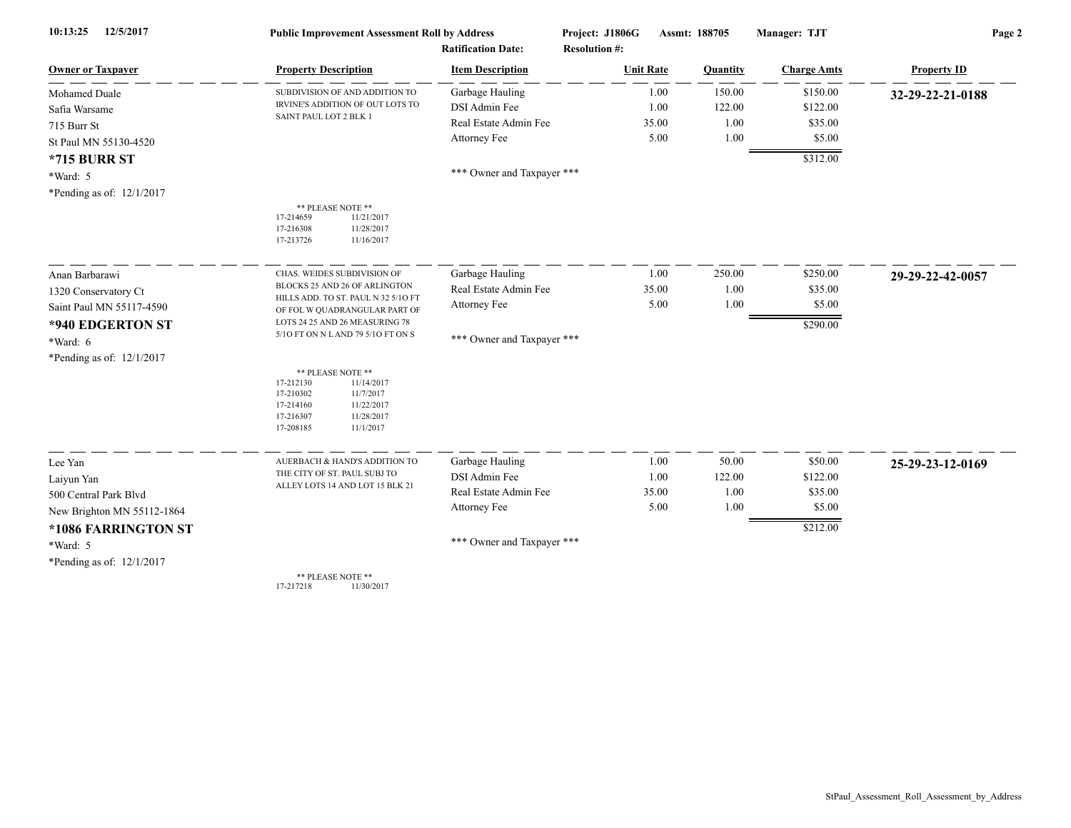10:13:25 12/5/2017 — Public Improvement Assessment Roll by Address — Project: J1806G — Assmt: 188705 — Manager: TJT

Ratification Date: — Resolution #:

| Owner or Taxpayer | Property Description | Item Description | Unit Rate | Quantity | Charge Amts | Property ID |
|---|---|---|---|---|---|---|
| Mohamed Duale<br>Safia Warsame<br>715 Burr St<br>St Paul MN 55130-4520<br>**\*715 BURR ST**<br>\*Ward: 5<br>\*Pending as of: 12/1/2017 | SUBDIVISION OF AND ADDITION TO IRVINE'S ADDITION OF OUT LOTS TO SAINT PAUL LOT 2 BLK 1<br><br>\*\* PLEASE NOTE \*\*<br>17-214659 11/21/2017<br>17-216308 11/28/2017<br>17-213726 11/16/2017 | Garbage Hauling<br>DSI Admin Fee<br>Real Estate Admin Fee<br>Attorney Fee<br><br>\*\*\* Owner and Taxpayer \*\*\* | 1.00<br>1.00<br>35.00<br>5.00 | 150.00<br>122.00<br>1.00<br>1.00 | $150.00<br>$122.00<br>$35.00<br>$5.00<br>$312.00 | **32-29-22-21-0188** |
| Anan Barbarawi<br>1320 Conservatory Ct<br>Saint Paul MN 55117-4590<br>**\*940 EDGERTON ST**<br>\*Ward: 6<br>\*Pending as of: 12/1/2017 | CHAS. WEIDES SUBDIVISION OF BLOCKS 25 AND 26 OF ARLINGTON HILLS ADD. TO ST. PAUL N 32 5/1O FT OF FOL W QUADRANGULAR PART OF LOTS 24 25 AND 26 MEASURING 78 5/1O FT ON N L AND 79 5/1O FT ON S<br><br>\*\* PLEASE NOTE \*\*<br>17-212130 11/14/2017<br>17-210302 11/7/2017<br>17-214160 11/22/2017<br>17-216307 11/28/2017<br>17-208185 11/1/2017 | Garbage Hauling<br>Real Estate Admin Fee<br>Attorney Fee<br><br>\*\*\* Owner and Taxpayer \*\*\* | 1.00<br>35.00<br>5.00 | 250.00<br>1.00<br>1.00 | $250.00<br>$35.00<br>$5.00<br>$290.00 | **29-29-22-42-0057** |
| Lee Yan<br>Laiyun Yan<br>500 Central Park Blvd<br>New Brighton MN 55112-1864<br>**\*1086 FARRINGTON ST**<br>\*Ward: 5<br>\*Pending as of: 12/1/2017 | AUERBACH & HAND'S ADDITION TO THE CITY OF ST. PAUL SUBJ TO ALLEY LOTS 14 AND LOT 15 BLK 21<br><br>\*\* PLEASE NOTE \*\*<br>17-217218 11/30/2017 | Garbage Hauling<br>DSI Admin Fee<br>Real Estate Admin Fee<br>Attorney Fee<br><br>\*\*\* Owner and Taxpayer \*\*\* | 1.00<br>1.00<br>35.00<br>5.00 | 50.00<br>122.00<br>1.00<br>1.00 | $50.00<br>$122.00<br>$35.00<br>$5.00<br>$212.00 | **25-29-23-12-0169** |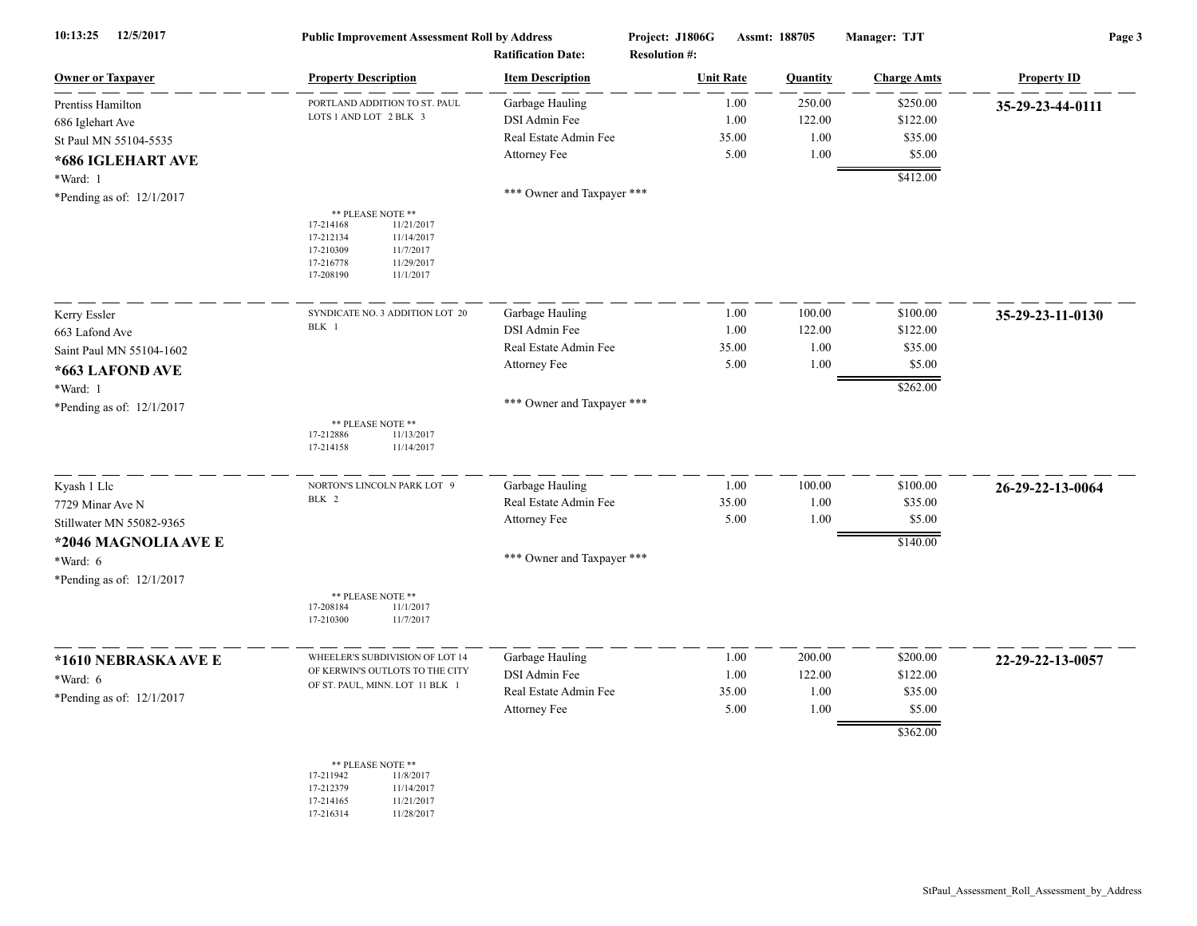Public Improvement Assessment Roll by Address — Project: J1806G — Assmt: 188705 — Manager: TJT

Ratification Date: — Resolution #:

| Owner or Taxpayer | Property Description | Item Description | Unit Rate | Quantity | Charge Amts | Property ID |
|---|---|---|---|---|---|---|
| Prentiss Hamilton<br>686 Iglehart Ave<br>St Paul MN 55104-5535<br>**\*686 IGLEHART AVE**<br>*Ward: 1<br>*Pending as of: 12/1/2017 | PORTLAND ADDITION TO ST. PAUL LOTS 1 AND LOT 2 BLK 3 | Garbage Hauling | 1.00 | 250.00 | $250.00 | **35-29-23-44-0111** |
| | | DSI Admin Fee | 1.00 | 122.00 | $122.00 | |
| | | Real Estate Admin Fee | 35.00 | 1.00 | $35.00 | |
| | | Attorney Fee | 5.00 | 1.00 | $5.00 | |
| | | | | | $412.00 | |
| | ** PLEASE NOTE **<br>17-214168 11/21/2017<br>17-212134 11/14/2017<br>17-210309 11/7/2017<br>17-216778 11/29/2017<br>17-208190 11/1/2017 | *** Owner and Taxpayer *** | | | | |
| Kerry Essler<br>663 Lafond Ave<br>Saint Paul MN 55104-1602<br>**\*663 LAFOND AVE**<br>*Ward: 1<br>*Pending as of: 12/1/2017 | SYNDICATE NO. 3 ADDITION LOT 20 BLK 1 | Garbage Hauling | 1.00 | 100.00 | $100.00 | **35-29-23-11-0130** |
| | | DSI Admin Fee | 1.00 | 122.00 | $122.00 | |
| | | Real Estate Admin Fee | 35.00 | 1.00 | $35.00 | |
| | | Attorney Fee | 5.00 | 1.00 | $5.00 | |
| | | | | | $262.00 | |
| | ** PLEASE NOTE **<br>17-212886 11/13/2017<br>17-214158 11/14/2017 | *** Owner and Taxpayer *** | | | | |
| Kyash 1 Llc<br>7729 Minar Ave N<br>Stillwater MN 55082-9365<br>**\*2046 MAGNOLIA AVE E**<br>*Ward: 6<br>*Pending as of: 12/1/2017 | NORTON'S LINCOLN PARK LOT 9 BLK 2 | Garbage Hauling | 1.00 | 100.00 | $100.00 | **26-29-22-13-0064** |
| | | Real Estate Admin Fee | 35.00 | 1.00 | $35.00 | |
| | | Attorney Fee | 5.00 | 1.00 | $5.00 | |
| | | | | | $140.00 | |
| | ** PLEASE NOTE **<br>17-208184 11/1/2017<br>17-210300 11/7/2017 | *** Owner and Taxpayer *** | | | | |
| **\*1610 NEBRASKA AVE E**<br>*Ward: 6<br>*Pending as of: 12/1/2017 | WHEELER'S SUBDIVISION OF LOT 14 OF KERWIN'S OUTLOTS TO THE CITY OF ST. PAUL, MINN. LOT 11 BLK 1 | Garbage Hauling | 1.00 | 200.00 | $200.00 | **22-29-22-13-0057** |
| | | DSI Admin Fee | 1.00 | 122.00 | $122.00 | |
| | | Real Estate Admin Fee | 35.00 | 1.00 | $35.00 | |
| | | Attorney Fee | 5.00 | 1.00 | $5.00 | |
| | | | | | $362.00 | |
| | ** PLEASE NOTE **<br>17-211942 11/8/2017<br>17-212379 11/14/2017<br>17-214165 11/21/2017<br>17-216314 11/28/2017 | | | | | |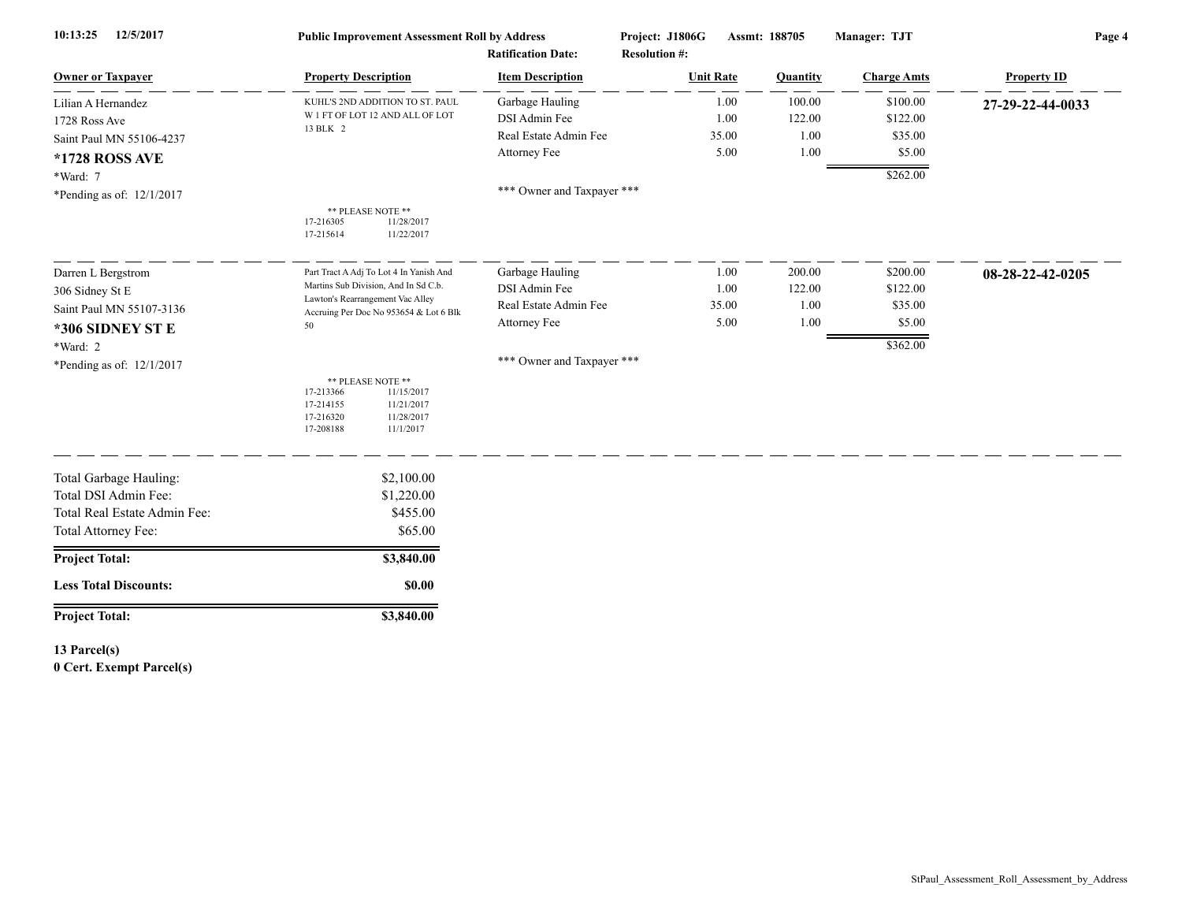**Public Improvement Assessment Roll by Address**

**Ratification Date:** **Resolution #:**

**Project: J1806G** **Assmt: 188705** **Manager: TJT**

| Owner or Taxpayer | Property Description | Item Description | Unit Rate | Quantity | Charge Amts | Property ID |
|---|---|---|---|---|---|---|
| Lilian A Hernandez<br>1728 Ross Ave<br>Saint Paul MN 55106-4237<br>**\*1728 ROSS AVE**<br>\*Ward: 7<br>\*Pending as of: 12/1/2017 | KUHL'S 2ND ADDITION TO ST. PAUL W 1 FT OF LOT 12 AND ALL OF LOT 13 BLK 2<br><br>** PLEASE NOTE **<br>17-216305 11/28/2017<br>17-215614 11/22/2017 | Garbage Hauling<br>DSI Admin Fee<br>Real Estate Admin Fee<br>Attorney Fee<br><br>*** Owner and Taxpayer *** | 1.00<br>1.00<br>35.00<br>5.00 | 100.00<br>122.00<br>1.00<br>1.00 | $100.00<br>$122.00<br>$35.00<br>$5.00<br>$262.00 | **27-29-22-44-0033** |
| Darren L Bergstrom<br>306 Sidney St E<br>Saint Paul MN 55107-3136<br>**\*306 SIDNEY ST E**<br>\*Ward: 2<br>\*Pending as of: 12/1/2017 | Part Tract A Adj To Lot 4 In Yanish And Martins Sub Division, And In Sd C.b. Lawton's Rearrangement Vac Alley Accruing Per Doc No 953654 & Lot 6 Blk 50<br><br>** PLEASE NOTE **<br>17-213366 11/15/2017<br>17-214155 11/21/2017<br>17-216320 11/28/2017<br>17-208188 11/1/2017 | Garbage Hauling<br>DSI Admin Fee<br>Real Estate Admin Fee<br>Attorney Fee<br><br>*** Owner and Taxpayer *** | 1.00<br>1.00<br>35.00<br>5.00 | 200.00<br>122.00<br>1.00<br>1.00 | $200.00<br>$122.00<br>$35.00<br>$5.00<br>$362.00 | **08-28-22-42-0205** |

| | |
|---|---|
| Total Garbage Hauling: | $2,100.00 |
| Total DSI Admin Fee: | $1,220.00 |
| Total Real Estate Admin Fee: | $455.00 |
| Total Attorney Fee: | $65.00 |
| **Project Total:** | **$3,840.00** |
| **Less Total Discounts:** | **$0.00** |
| **Project Total:** | **$3,840.00** |

**13 Parcel(s)**
**0 Cert. Exempt Parcel(s)**